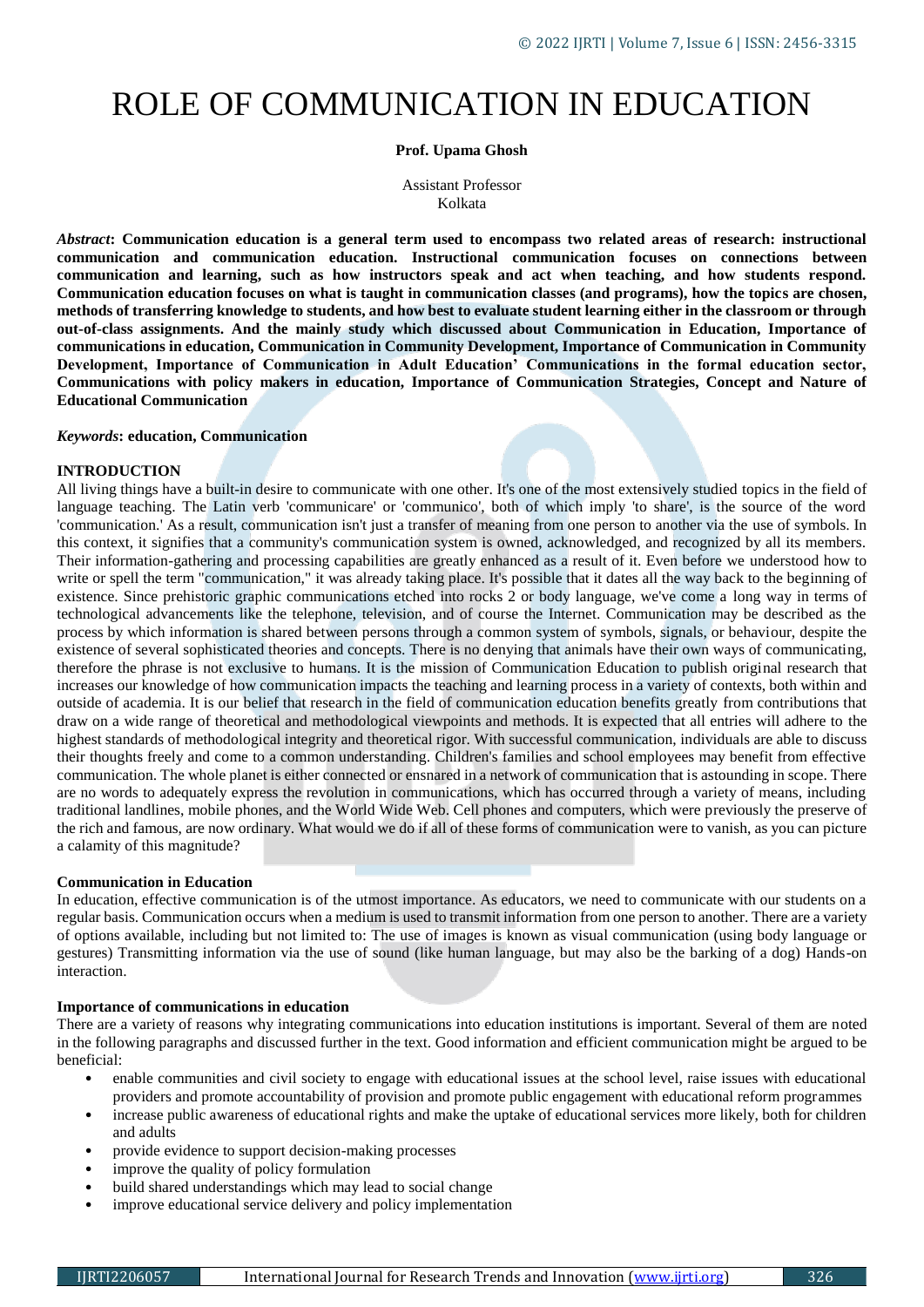# ROLE OF COMMUNICATION IN EDUCATION

**Prof. Upama Ghosh**

Assistant Professor
Kolkata

***Abstract*: Communication education is a general term used to encompass two related areas of research: instructional communication and communication education. Instructional communication focuses on connections between communication and learning, such as how instructors speak and act when teaching, and how students respond. Communication education focuses on what is taught in communication classes (and programs), how the topics are chosen, methods of transferring knowledge to students, and how best to evaluate student learning either in the classroom or through out-of-class assignments. And the mainly study which discussed about Communication in Education, Importance of communications in education, Communication in Community Development, Importance of Communication in Community Development, Importance of Communication in Adult Education' Communications in the formal education sector, Communications with policy makers in education, Importance of Communication Strategies, Concept and Nature of Educational Communication**

***Keywords*: education, Communication**

## INTRODUCTION

All living things have a built-in desire to communicate with one other. It's one of the most extensively studied topics in the field of language teaching. The Latin verb 'communicare' or 'communico', both of which imply 'to share', is the source of the word 'communication.' As a result, communication isn't just a transfer of meaning from one person to another via the use of symbols. In this context, it signifies that a community's communication system is owned, acknowledged, and recognized by all its members. Their information-gathering and processing capabilities are greatly enhanced as a result of it. Even before we understood how to write or spell the term "communication," it was already taking place. It's possible that it dates all the way back to the beginning of existence. Since prehistoric graphic communications etched into rocks 2 or body language, we've come a long way in terms of technological advancements like the telephone, television, and of course the Internet. Communication may be described as the process by which information is shared between persons through a common system of symbols, signals, or behaviour, despite the existence of several sophisticated theories and concepts. There is no denying that animals have their own ways of communicating, therefore the phrase is not exclusive to humans. It is the mission of Communication Education to publish original research that increases our knowledge of how communication impacts the teaching and learning process in a variety of contexts, both within and outside of academia. It is our belief that research in the field of communication education benefits greatly from contributions that draw on a wide range of theoretical and methodological viewpoints and methods. It is expected that all entries will adhere to the highest standards of methodological integrity and theoretical rigor. With successful communication, individuals are able to discuss their thoughts freely and come to a common understanding. Children's families and school employees may benefit from effective communication. The whole planet is either connected or ensnared in a network of communication that is astounding in scope. There are no words to adequately express the revolution in communications, which has occurred through a variety of means, including traditional landlines, mobile phones, and the World Wide Web. Cell phones and computers, which were previously the preserve of the rich and famous, are now ordinary. What would we do if all of these forms of communication were to vanish, as you can picture a calamity of this magnitude?

### Communication in Education

In education, effective communication is of the utmost importance. As educators, we need to communicate with our students on a regular basis. Communication occurs when a medium is used to transmit information from one person to another. There are a variety of options available, including but not limited to: The use of images is known as visual communication (using body language or gestures) Transmitting information via the use of sound (like human language, but may also be the barking of a dog) Hands-on interaction.

### Importance of communications in education

There are a variety of reasons why integrating communications into education institutions is important. Several of them are noted in the following paragraphs and discussed further in the text. Good information and efficient communication might be argued to be beneficial:

- enable communities and civil society to engage with educational issues at the school level, raise issues with educational providers and promote accountability of provision and promote public engagement with educational reform programmes
- increase public awareness of educational rights and make the uptake of educational services more likely, both for children and adults
- provide evidence to support decision-making processes
- improve the quality of policy formulation
- build shared understandings which may lead to social change
- improve educational service delivery and policy implementation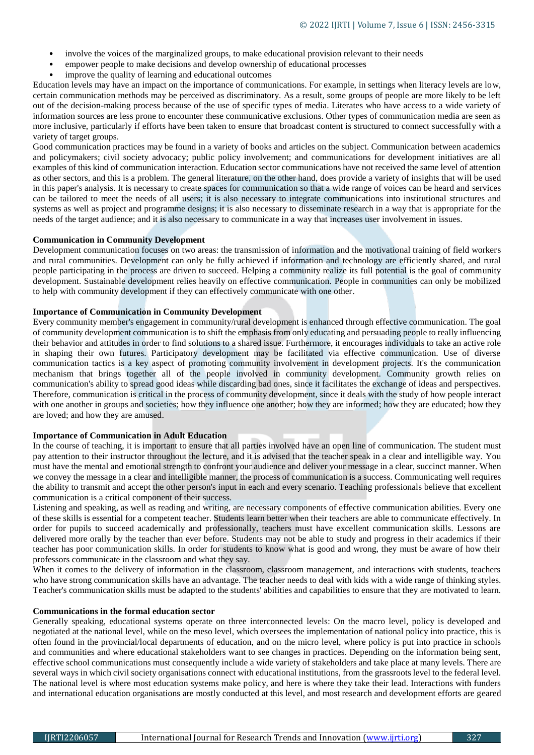- involve the voices of the marginalized groups, to make educational provision relevant to their needs
- empower people to make decisions and develop ownership of educational processes
- improve the quality of learning and educational outcomes

Education levels may have an impact on the importance of communications. For example, in settings when literacy levels are low, certain communication methods may be perceived as discriminatory. As a result, some groups of people are more likely to be left out of the decision-making process because of the use of specific types of media. Literates who have access to a wide variety of information sources are less prone to encounter these communicative exclusions. Other types of communication media are seen as more inclusive, particularly if efforts have been taken to ensure that broadcast content is structured to connect successfully with a variety of target groups.

Good communication practices may be found in a variety of books and articles on the subject. Communication between academics and policymakers; civil society advocacy; public policy involvement; and communications for development initiatives are all examples of this kind of communication interaction. Education sector communications have not received the same level of attention as other sectors, and this is a problem. The general literature, on the other hand, does provide a variety of insights that will be used in this paper's analysis. It is necessary to create spaces for communication so that a wide range of voices can be heard and services can be tailored to meet the needs of all users; it is also necessary to integrate communications into institutional structures and systems as well as project and programme designs; it is also necessary to disseminate research in a way that is appropriate for the needs of the target audience; and it is also necessary to communicate in a way that increases user involvement in issues.

**Communication in Community Development**

Development communication focuses on two areas: the transmission of information and the motivational training of field workers and rural communities. Development can only be fully achieved if information and technology are efficiently shared, and rural people participating in the process are driven to succeed. Helping a community realize its full potential is the goal of community development. Sustainable development relies heavily on effective communication. People in communities can only be mobilized to help with community development if they can effectively communicate with one other.

**Importance of Communication in Community Development**

Every community member's engagement in community/rural development is enhanced through effective communication. The goal of community development communication is to shift the emphasis from only educating and persuading people to really influencing their behavior and attitudes in order to find solutions to a shared issue. Furthermore, it encourages individuals to take an active role in shaping their own futures. Participatory development may be facilitated via effective communication. Use of diverse communication tactics is a key aspect of promoting community involvement in development projects. It's the communication mechanism that brings together all of the people involved in community development. Community growth relies on communication's ability to spread good ideas while discarding bad ones, since it facilitates the exchange of ideas and perspectives. Therefore, communication is critical in the process of community development, since it deals with the study of how people interact with one another in groups and societies; how they influence one another; how they are informed; how they are educated; how they are loved; and how they are amused.

**Importance of Communication in Adult Education**

In the course of teaching, it is important to ensure that all parties involved have an open line of communication. The student must pay attention to their instructor throughout the lecture, and it is advised that the teacher speak in a clear and intelligible way. You must have the mental and emotional strength to confront your audience and deliver your message in a clear, succinct manner. When we convey the message in a clear and intelligible manner, the process of communication is a success. Communicating well requires the ability to transmit and accept the other person's input in each and every scenario. Teaching professionals believe that excellent communication is a critical component of their success.

Listening and speaking, as well as reading and writing, are necessary components of effective communication abilities. Every one of these skills is essential for a competent teacher. Students learn better when their teachers are able to communicate effectively. In order for pupils to succeed academically and professionally, teachers must have excellent communication skills. Lessons are delivered more orally by the teacher than ever before. Students may not be able to study and progress in their academics if their teacher has poor communication skills. In order for students to know what is good and wrong, they must be aware of how their professors communicate in the classroom and what they say.

When it comes to the delivery of information in the classroom, classroom management, and interactions with students, teachers who have strong communication skills have an advantage. The teacher needs to deal with kids with a wide range of thinking styles. Teacher's communication skills must be adapted to the students' abilities and capabilities to ensure that they are motivated to learn.

**Communications in the formal education sector**

Generally speaking, educational systems operate on three interconnected levels: On the macro level, policy is developed and negotiated at the national level, while on the meso level, which oversees the implementation of national policy into practice, this is often found in the provincial/local departments of education, and on the micro level, where policy is put into practice in schools and communities and where educational stakeholders want to see changes in practices. Depending on the information being sent, effective school communications must consequently include a wide variety of stakeholders and take place at many levels. There are several ways in which civil society organisations connect with educational institutions, from the grassroots level to the federal level. The national level is where most education systems make policy, and here is where they take their lead. Interactions with funders and international education organisations are mostly conducted at this level, and most research and development efforts are geared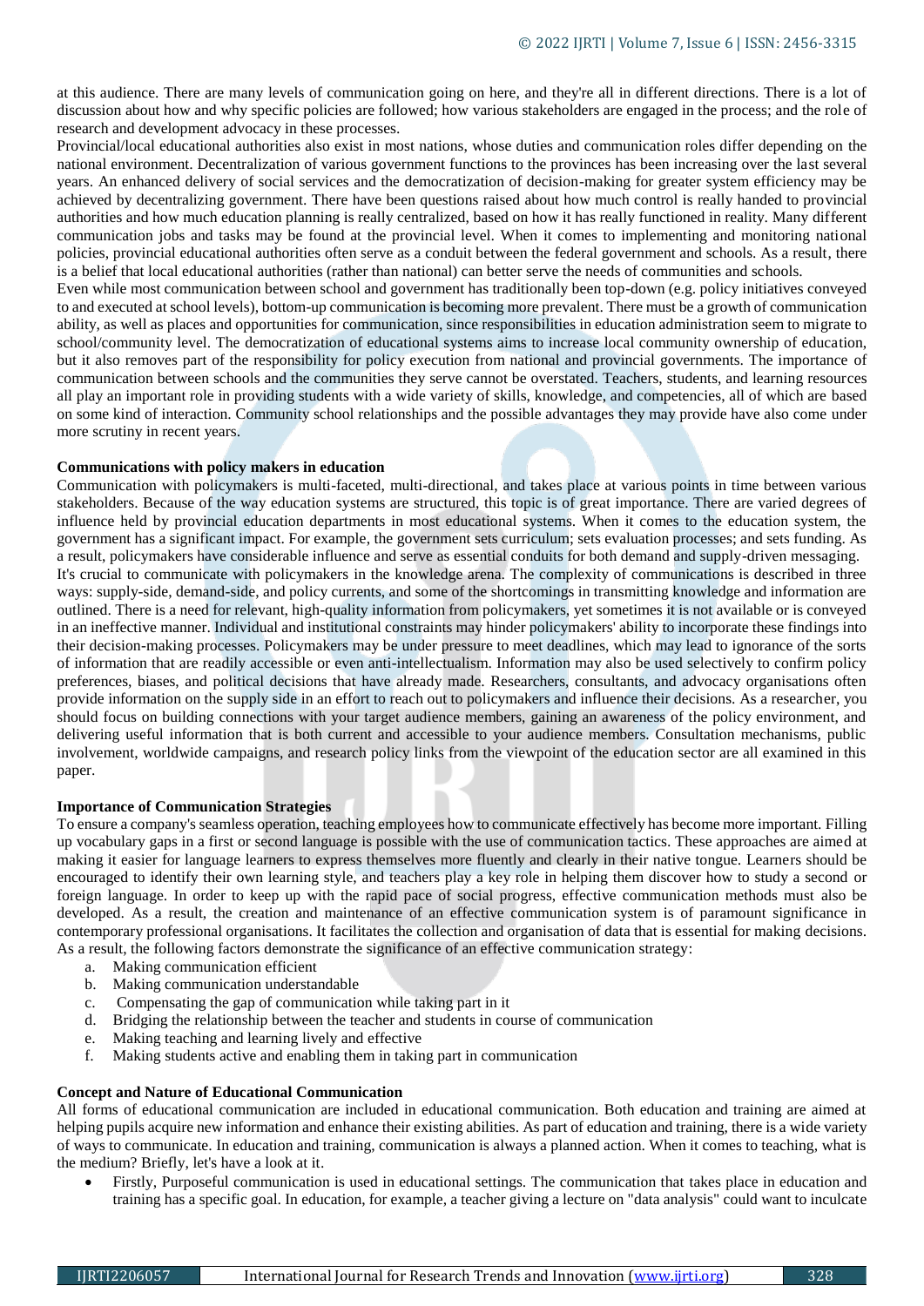at this audience. There are many levels of communication going on here, and they're all in different directions. There is a lot of discussion about how and why specific policies are followed; how various stakeholders are engaged in the process; and the role of research and development advocacy in these processes.

Provincial/local educational authorities also exist in most nations, whose duties and communication roles differ depending on the national environment. Decentralization of various government functions to the provinces has been increasing over the last several years. An enhanced delivery of social services and the democratization of decision-making for greater system efficiency may be achieved by decentralizing government. There have been questions raised about how much control is really handed to provincial authorities and how much education planning is really centralized, based on how it has really functioned in reality. Many different communication jobs and tasks may be found at the provincial level. When it comes to implementing and monitoring national policies, provincial educational authorities often serve as a conduit between the federal government and schools. As a result, there is a belief that local educational authorities (rather than national) can better serve the needs of communities and schools.

Even while most communication between school and government has traditionally been top-down (e.g. policy initiatives conveyed to and executed at school levels), bottom-up communication is becoming more prevalent. There must be a growth of communication ability, as well as places and opportunities for communication, since responsibilities in education administration seem to migrate to school/community level. The democratization of educational systems aims to increase local community ownership of education, but it also removes part of the responsibility for policy execution from national and provincial governments. The importance of communication between schools and the communities they serve cannot be overstated. Teachers, students, and learning resources all play an important role in providing students with a wide variety of skills, knowledge, and competencies, all of which are based on some kind of interaction. Community school relationships and the possible advantages they may provide have also come under more scrutiny in recent years.

**Communications with policy makers in education**

Communication with policymakers is multi-faceted, multi-directional, and takes place at various points in time between various stakeholders. Because of the way education systems are structured, this topic is of great importance. There are varied degrees of influence held by provincial education departments in most educational systems. When it comes to the education system, the government has a significant impact. For example, the government sets curriculum; sets evaluation processes; and sets funding. As a result, policymakers have considerable influence and serve as essential conduits for both demand and supply-driven messaging.

It's crucial to communicate with policymakers in the knowledge arena. The complexity of communications is described in three ways: supply-side, demand-side, and policy currents, and some of the shortcomings in transmitting knowledge and information are outlined. There is a need for relevant, high-quality information from policymakers, yet sometimes it is not available or is conveyed in an ineffective manner. Individual and institutional constraints may hinder policymakers' ability to incorporate these findings into their decision-making processes. Policymakers may be under pressure to meet deadlines, which may lead to ignorance of the sorts of information that are readily accessible or even anti-intellectualism. Information may also be used selectively to confirm policy preferences, biases, and political decisions that have already made. Researchers, consultants, and advocacy organisations often provide information on the supply side in an effort to reach out to policymakers and influence their decisions. As a researcher, you should focus on building connections with your target audience members, gaining an awareness of the policy environment, and delivering useful information that is both current and accessible to your audience members. Consultation mechanisms, public involvement, worldwide campaigns, and research policy links from the viewpoint of the education sector are all examined in this paper.

**Importance of Communication Strategies**

To ensure a company's seamless operation, teaching employees how to communicate effectively has become more important. Filling up vocabulary gaps in a first or second language is possible with the use of communication tactics. These approaches are aimed at making it easier for language learners to express themselves more fluently and clearly in their native tongue. Learners should be encouraged to identify their own learning style, and teachers play a key role in helping them discover how to study a second or foreign language. In order to keep up with the rapid pace of social progress, effective communication methods must also be developed. As a result, the creation and maintenance of an effective communication system is of paramount significance in contemporary professional organisations. It facilitates the collection and organisation of data that is essential for making decisions. As a result, the following factors demonstrate the significance of an effective communication strategy:

a. Making communication efficient
b. Making communication understandable
c. Compensating the gap of communication while taking part in it
d. Bridging the relationship between the teacher and students in course of communication
e. Making teaching and learning lively and effective
f. Making students active and enabling them in taking part in communication

**Concept and Nature of Educational Communication**

All forms of educational communication are included in educational communication. Both education and training are aimed at helping pupils acquire new information and enhance their existing abilities. As part of education and training, there is a wide variety of ways to communicate. In education and training, communication is always a planned action. When it comes to teaching, what is the medium? Briefly, let's have a look at it.

- Firstly, Purposeful communication is used in educational settings. The communication that takes place in education and training has a specific goal. In education, for example, a teacher giving a lecture on "data analysis" could want to inculcate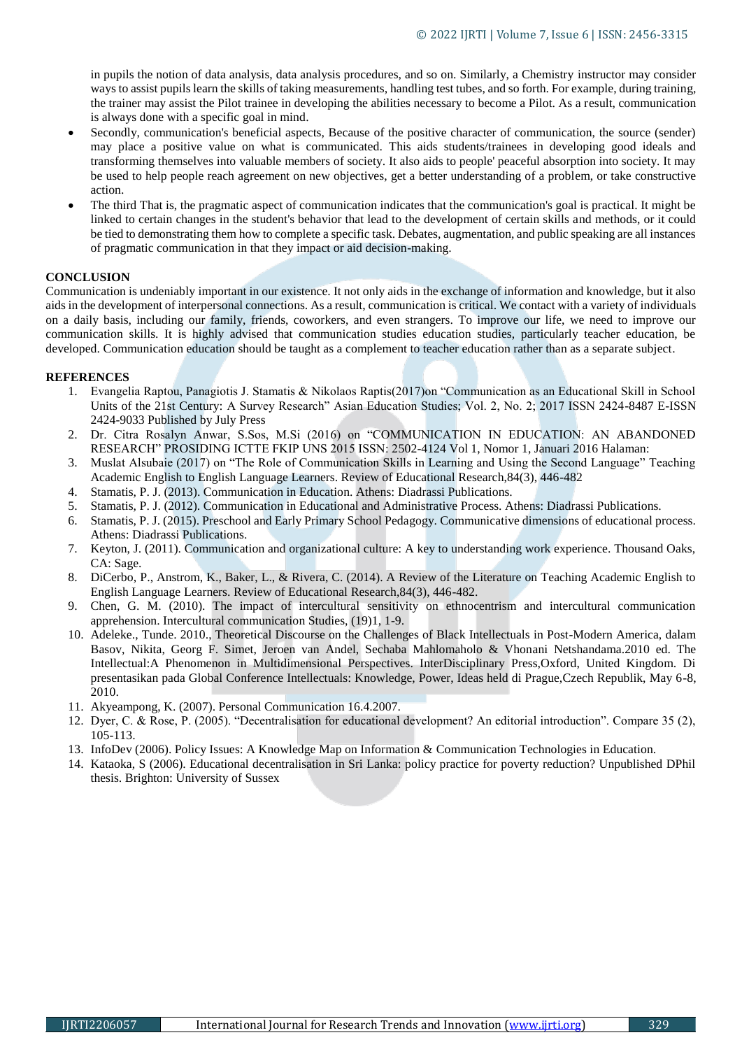in pupils the notion of data analysis, data analysis procedures, and so on. Similarly, a Chemistry instructor may consider ways to assist pupils learn the skills of taking measurements, handling test tubes, and so forth. For example, during training, the trainer may assist the Pilot trainee in developing the abilities necessary to become a Pilot. As a result, communication is always done with a specific goal in mind.

- Secondly, communication's beneficial aspects, Because of the positive character of communication, the source (sender) may place a positive value on what is communicated. This aids students/trainees in developing good ideals and transforming themselves into valuable members of society. It also aids to people' peaceful absorption into society. It may be used to help people reach agreement on new objectives, get a better understanding of a problem, or take constructive action.
- The third That is, the pragmatic aspect of communication indicates that the communication's goal is practical. It might be linked to certain changes in the student's behavior that lead to the development of certain skills and methods, or it could be tied to demonstrating them how to complete a specific task. Debates, augmentation, and public speaking are all instances of pragmatic communication in that they impact or aid decision-making.

## CONCLUSION

Communication is undeniably important in our existence. It not only aids in the exchange of information and knowledge, but it also aids in the development of interpersonal connections. As a result, communication is critical. We contact with a variety of individuals on a daily basis, including our family, friends, coworkers, and even strangers. To improve our life, we need to improve our communication skills. It is highly advised that communication studies education studies, particularly teacher education, be developed. Communication education should be taught as a complement to teacher education rather than as a separate subject.

## REFERENCES

1. Evangelia Raptou, Panagiotis J. Stamatis & Nikolaos Raptis(2017)on "Communication as an Educational Skill in School Units of the 21st Century: A Survey Research" Asian Education Studies; Vol. 2, No. 2; 2017 ISSN 2424-8487 E-ISSN 2424-9033 Published by July Press
2. Dr. Citra Rosalyn Anwar, S.Sos, M.Si (2016) on "COMMUNICATION IN EDUCATION: AN ABANDONED RESEARCH" PROSIDING ICTTE FKIP UNS 2015 ISSN: 2502-4124 Vol 1, Nomor 1, Januari 2016 Halaman:
3. Muslat Alsubaie (2017) on "The Role of Communication Skills in Learning and Using the Second Language" Teaching Academic English to English Language Learners. Review of Educational Research,84(3), 446-482
4. Stamatis, P. J. (2013). Communication in Education. Athens: Diadrassi Publications.
5. Stamatis, P. J. (2012). Communication in Educational and Administrative Process. Athens: Diadrassi Publications.
6. Stamatis, P. J. (2015). Preschool and Early Primary School Pedagogy. Communicative dimensions of educational process. Athens: Diadrassi Publications.
7. Keyton, J. (2011). Communication and organizational culture: A key to understanding work experience. Thousand Oaks, CA: Sage.
8. DiCerbo, P., Anstrom, K., Baker, L., & Rivera, C. (2014). A Review of the Literature on Teaching Academic English to English Language Learners. Review of Educational Research,84(3), 446-482.
9. Chen, G. M. (2010). The impact of intercultural sensitivity on ethnocentrism and intercultural communication apprehension. Intercultural communication Studies, (19)1, 1-9.
10. Adeleke., Tunde. 2010., Theoretical Discourse on the Challenges of Black Intellectuals in Post-Modern America, dalam Basov, Nikita, Georg F. Simet, Jeroen van Andel, Sechaba Mahlomaholo & Vhonani Netshandama.2010 ed. The Intellectual:A Phenomenon in Multidimensional Perspectives. InterDisciplinary Press,Oxford, United Kingdom. Di presentasikan pada Global Conference Intellectuals: Knowledge, Power, Ideas held di Prague,Czech Republik, May 6-8, 2010.
11. Akyeampong, K. (2007). Personal Communication 16.4.2007.
12. Dyer, C. & Rose, P. (2005). "Decentralisation for educational development? An editorial introduction". Compare 35 (2), 105-113.
13. InfoDev (2006). Policy Issues: A Knowledge Map on Information & Communication Technologies in Education.
14. Kataoka, S (2006). Educational decentralisation in Sri Lanka: policy practice for poverty reduction? Unpublished DPhil thesis. Brighton: University of Sussex